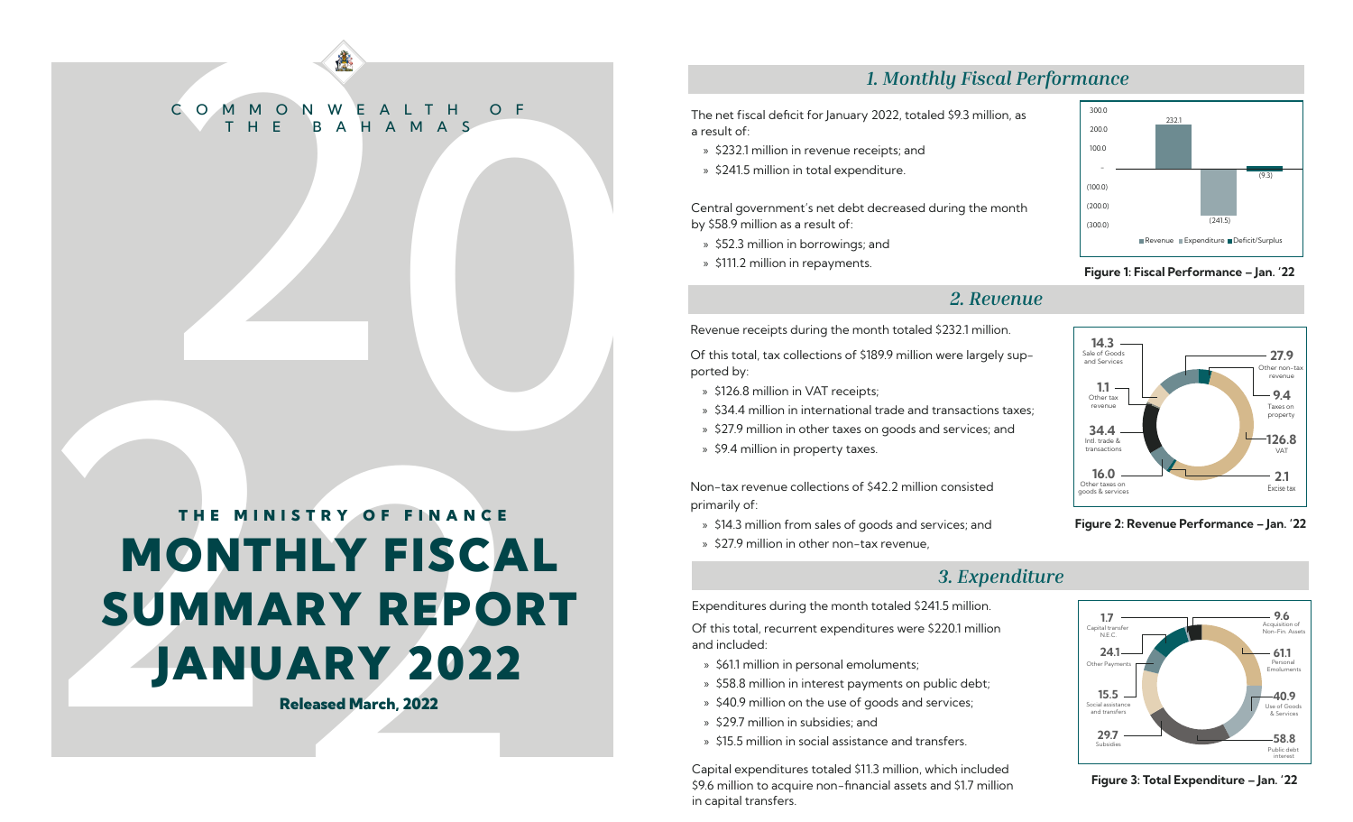COMMONWEALTH OF THE BAHAMAS

THE MINISTRY OF FINANCE

# MONTHLY FISCAL SUMMARY REPORT JANUARY 2022

**Released March, 2022**

## *1. Monthly Fiscal Performance*

The net fiscal deficit for January 2022, totaled $9.3 million, as a result of:

- » $232.1 million in revenue receipts; and
- » $241.5 million in total expenditure.

Central government's net debt decreased during the month by $58.9 million as a result of:

- » $52.3 million in borrowings; and
- » $111.2 million in repayments.

**Figure 1: Fiscal Performance – Jan. '22**

## *2. Revenue*

Revenue receipts during the month totaled $232.1 million.

Of this total, tax collections of $189.9 million were largely supported by:

- » $126.8 million in VAT receipts;
- » $34.4 million in international trade and transactions taxes;
- » $27.9 million in other taxes on goods and services; and
- » $9.4 million in property taxes.

Non-tax revenue collections of $42.2 million consisted primarily of:

- » $14.3 million from sales of goods and services; and
- » $27.9 million in other non-tax revenue,

**Figure 2: Revenue Performance – Jan. '22**

## *3. Expenditure*

Expenditures during the month totaled $241.5 million.

Of this total, recurrent expenditures were $220.1 million and included:

- » $61.1 million in personal emoluments;
- » $58.8 million in interest payments on public debt;
- » $40.9 million on the use of goods and services;
- » $29.7 million in subsidies; and
- » $15.5 million in social assistance and transfers.

Capital expenditures totaled $11.3 million, which included $9.6 million to acquire non-financial assets and $1.7 million in capital transfers.

**Figure 3: Total Expenditure – Jan. '22**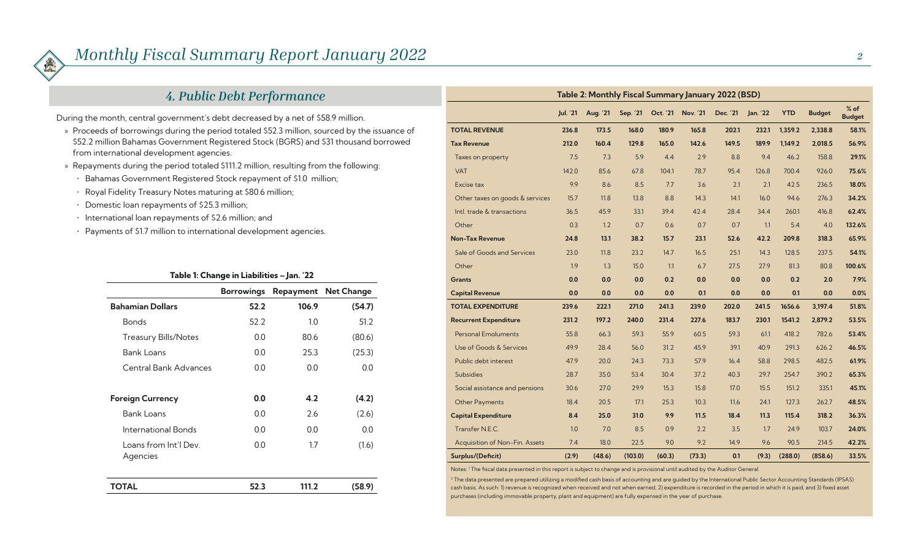# Monthly Fiscal Summary Report January 2022

## 4. Public Debt Performance

During the month, central government's debt decreased by a net of $58.9 million.

- Proceeds of borrowings during the period totaled $52.3 million, sourced by the issuance of $52.2 million Bahamas Government Registered Stock (BGRS) and $31 thousand borrowed from international development agencies.
- Repayments during the period totaled $111.2 million, resulting from the following:
  - Bahamas Government Registered Stock repayment of $1.0 million;
  - Royal Fidelity Treasury Notes maturing at $80.6 million;
  - Domestic loan repayments of $25.3 million;
  - International loan repayments of $2.6 million; and
  - Payments of $1.7 million to international development agencies.

**Table 1: Change in Liabilities – Jan. '22**

| | Borrowings | Repayment | Net Change |
|---|---|---|---|
| **Bahamian Dollars** | **52.2** | **106.9** | **(54.7)** |
| Bonds | 52.2 | 1.0 | 51.2 |
| Treasury Bills/Notes | 0.0 | 80.6 | (80.6) |
| Bank Loans | 0.0 | 25.3 | (25.3) |
| Central Bank Advances | 0.0 | 0.0 | 0.0 |
| **Foreign Currency** | **0.0** | **4.2** | **(4.2)** |
| Bank Loans | 0.0 | 2.6 | (2.6) |
| International Bonds | 0.0 | 0.0 | 0.0 |
| Loans from Int'l Dev. Agencies | 0.0 | 1.7 | (1.6) |
| **TOTAL** | **52.3** | **111.2** | **(58.9)** |

**Table 2: Monthly Fiscal Summary January 2022 (BSD)**

| | Jul. '21 | Aug. '21 | Sep. '21 | Oct. '21 | Nov. '21 | Dec. '21 | Jan. '22 | YTD | Budget | % of Budget |
|---|---|---|---|---|---|---|---|---|---|---|
| **TOTAL REVENUE** | **236.8** | **173.5** | **168.0** | **180.9** | **165.8** | **202.1** | **232.1** | **1,359.2** | **2,338.8** | **58.1%** |
| **Tax Revenue** | **212.0** | **160.4** | **129.8** | **165.0** | **142.6** | **149.5** | **189.9** | **1,149.2** | **2,018.5** | **56.9%** |
| Taxes on property | 7.5 | 7.3 | 5.9 | 4.4 | 2.9 | 8.8 | 9.4 | 46.2 | 158.8 | 29.1% |
| VAT | 142.0 | 85.6 | 67.8 | 104.1 | 78.7 | 95.4 | 126.8 | 700.4 | 926.0 | 75.6% |
| Excise tax | 9.9 | 8.6 | 8.5 | 7.7 | 3.6 | 2.1 | 2.1 | 42.5 | 236.5 | 18.0% |
| Other taxes on goods & services | 15.7 | 11.8 | 13.8 | 8.8 | 14.3 | 14.1 | 16.0 | 94.6 | 276.3 | 34.2% |
| Intl. trade & transactions | 36.5 | 45.9 | 33.1 | 39.4 | 42.4 | 28.4 | 34.4 | 260.1 | 416.8 | 62.4% |
| Other | 0.3 | 1.2 | 0.7 | 0.6 | 0.7 | 0.7 | 1.1 | 5.4 | 4.0 | 132.6% |
| **Non-Tax Revenue** | **24.8** | **13.1** | **38.2** | **15.7** | **23.1** | **52.6** | **42.2** | **209.8** | **318.3** | **65.9%** |
| Sale of Goods and Services | 23.0 | 11.8 | 23.2 | 14.7 | 16.5 | 25.1 | 14.3 | 128.5 | 237.5 | 54.1% |
| Other | 1.9 | 1.3 | 15.0 | 1.1 | 6.7 | 27.5 | 27.9 | 81.3 | 80.8 | 100.6% |
| **Grants** | **0.0** | **0.0** | **0.0** | **0.2** | **0.0** | **0.0** | **0.0** | **0.2** | **2.0** | **7.9%** |
| **Capital Revenue** | **0.0** | **0.0** | **0.0** | **0.0** | **0.1** | **0.0** | **0.0** | **0.1** | **0.0** | **0.0%** |
| **TOTAL EXPENDITURE** | **239.6** | **222.1** | **271.0** | **241.3** | **239.0** | **202.0** | **241.5** | **1656.6** | **3,197.4** | **51.8%** |
| **Recurrent Expenditure** | **231.2** | **197.2** | **240.0** | **231.4** | **227.6** | **183.7** | **230.1** | **1541.2** | **2,879.2** | **53.5%** |
| Personal Emoluments | 55.8 | 66.3 | 59.3 | 55.9 | 60.5 | 59.3 | 61.1 | 418.2 | 782.6 | 53.4% |
| Use of Goods & Services | 49.9 | 28.4 | 56.0 | 31.2 | 45.9 | 39.1 | 40.9 | 291.3 | 626.2 | 46.5% |
| Public debt interest | 47.9 | 20.0 | 24.3 | 73.3 | 57.9 | 16.4 | 58.8 | 298.5 | 482.5 | 61.9% |
| Subsidies | 28.7 | 35.0 | 53.4 | 30.4 | 37.2 | 40.3 | 29.7 | 254.7 | 390.2 | 65.3% |
| Social assistance and pensions | 30.6 | 27.0 | 29.9 | 15.3 | 15.8 | 17.0 | 15.5 | 151.2 | 335.1 | 45.1% |
| Other Payments | 18.4 | 20.5 | 17.1 | 25.3 | 10.3 | 11.6 | 24.1 | 127.3 | 262.7 | 48.5% |
| **Capital Expenditure** | **8.4** | **25.0** | **31.0** | **9.9** | **11.5** | **18.4** | **11.3** | **115.4** | **318.2** | **36.3%** |
| Transfer N.E.C. | 1.0 | 7.0 | 8.5 | 0.9 | 2.2 | 3.5 | 1.7 | 24.9 | 103.7 | 24.0% |
| Acquisition of Non-Fin. Assets | 7.4 | 18.0 | 22.5 | 9.0 | 9.2 | 14.9 | 9.6 | 90.5 | 214.5 | 42.2% |
| **Surplus/(Deficit)** | **(2.9)** | **(48.6)** | **(103.0)** | **(60.3)** | **(73.3)** | **0.1** | **(9.3)** | **(288.0)** | **(858.6)** | **33.5%** |

Notes: [1] The fiscal data presented in this report is subject to change and is provisional until audited by the Auditor General.

[2] The data presented are prepared utilizing a modified cash basis of accounting and are guided by the International Public Sector Accounting Standards (IPSAS) cash basis. As such: 1) revenue is recognized when received and not when earned, 2) expenditure is recorded in the period in which it is paid, and 3) fixed asset purchases (including immovable property, plant and equipment) are fully expensed in the year of purchase.